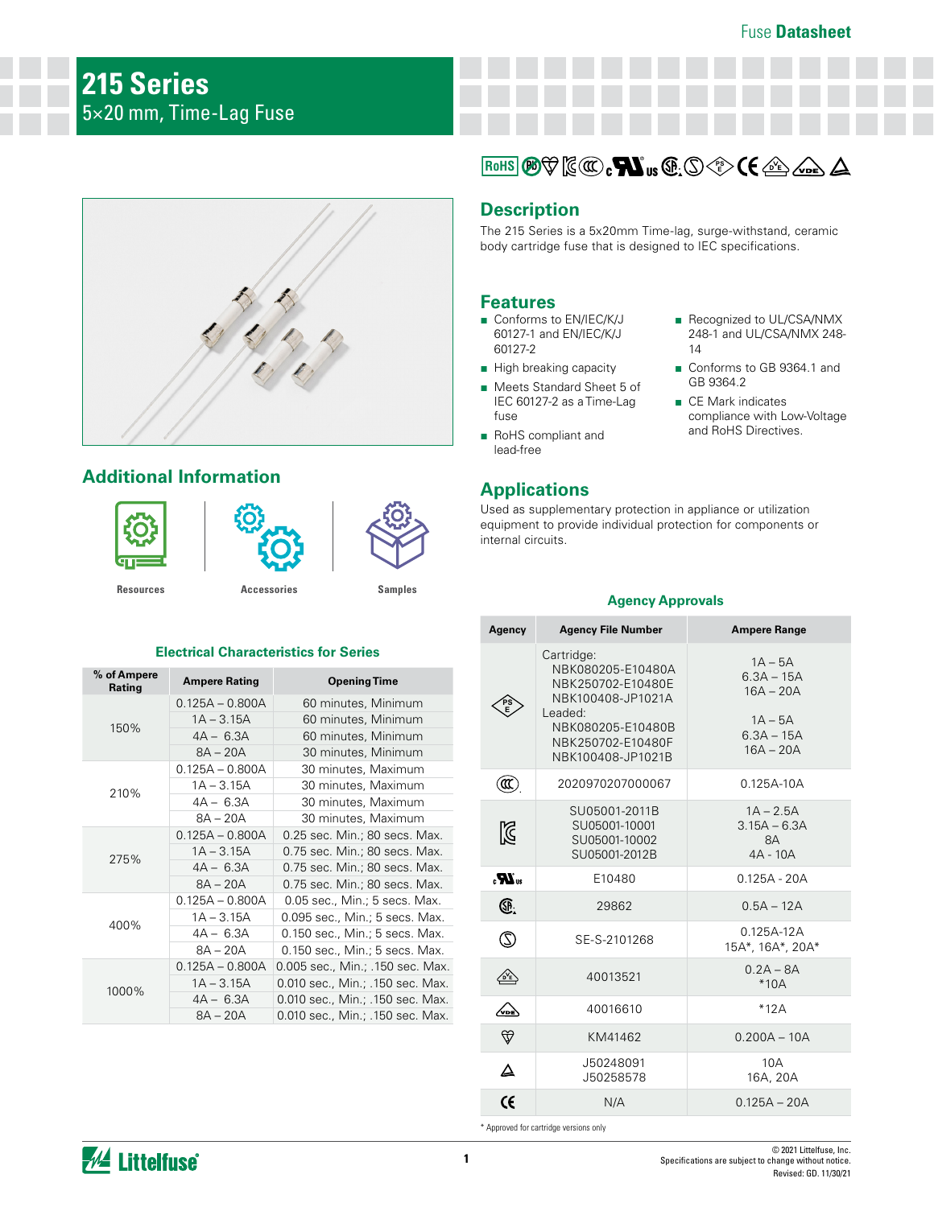Fuse Datasheet

# 215 Series

## 5×20 mm, Time-Lag Fuse

## Description

The 215 Series is a 5x20mm Time-lag, surge-withstand, ceramic body cartridge fuse that is designed to IEC specifications.

## Features

- Conforms to EN/IEC/K/J 60127-1 and EN/IEC/K/J 60127-2
- High breaking capacity
- Meets Standard Sheet 5 of IEC 60127-2 as a Time-Lag fuse
- RoHS compliant and lead-free
- Recognized to UL/CSA/NMX 248-1 and UL/CSA/NMX 248-14
- Conforms to GB 9364.1 and GB 9364.2
- CE Mark indicates compliance with Low-Voltage and RoHS Directives.

## Applications

Used as supplementary protection in appliance or utilization equipment to provide individual protection for components or internal circuits.

## Additional Information

Resources | Accessories | Samples

### Electrical Characteristics for Series

| % of Ampere Rating | Ampere Rating | Opening Time |
|---|---|---|
| 150% | 0.125A – 0.800A | 60 minutes, Minimum |
| | 1A – 3.15A | 60 minutes, Minimum |
| | 4A – 6.3A | 60 minutes, Minimum |
| | 8A – 20A | 30 minutes, Minimum |
| 210% | 0.125A – 0.800A | 30 minutes, Maximum |
| | 1A – 3.15A | 30 minutes, Maximum |
| | 4A – 6.3A | 30 minutes, Maximum |
| | 8A – 20A | 30 minutes, Maximum |
| 275% | 0.125A – 0.800A | 0.25 sec. Min.; 80 secs. Max. |
| | 1A – 3.15A | 0.75 sec. Min.; 80 secs. Max. |
| | 4A – 6.3A | 0.75 sec. Min.; 80 secs. Max. |
| | 8A – 20A | 0.75 sec. Min.; 80 secs. Max. |
| 400% | 0.125A – 0.800A | 0.05 sec., Min.; 5 secs. Max. |
| | 1A – 3.15A | 0.095 sec., Min.; 5 secs. Max. |
| | 4A – 6.3A | 0.150 sec., Min.; 5 secs. Max. |
| | 8A – 20A | 0.150 sec., Min.; 5 secs. Max. |
| 1000% | 0.125A – 0.800A | 0.005 sec., Min.; .150 sec. Max. |
| | 1A – 3.15A | 0.010 sec., Min.; .150 sec. Max. |
| | 4A – 6.3A | 0.010 sec., Min.; .150 sec. Max. |
| | 8A – 20A | 0.010 sec., Min.; .150 sec. Max. |

### Agency Approvals

| Agency | Agency File Number | Ampere Range |
|---|---|---|
| PSE | Cartridge: NBK080205-E10480A NBK250702-E10480E NBK100408-JP1021A Leaded: NBK080205-E10480B NBK250702-E10480F NBK100408-JP1021B | 1A – 5A 6.3A – 15A 16A – 20A  1A – 5A 6.3A – 15A 16A – 20A |
| CCC | 2020970207000067 | 0.125A-10A |
| KC | SU05001-2011B SU05001-10001 SU05001-10002 SU05001-2012B | 1A – 2.5A 3.15A – 6.3A 8A 4A - 10A |
| cULus | E10480 | 0.125A - 20A |
| CSA | 29862 | 0.5A – 12A |
| S | SE-S-2101268 | 0.125A-12A 15A*, 16A*, 20A* |
| DVE | 40013521 | 0.2A – 8A *10A |
| VDE | 40016610 | *12A |
| KM | KM41462 | 0.200A – 10A |
| △ | J50248091 J50258578 | 10A 16A, 20A |
| CE | N/A | 0.125A – 20A |

* Approved for cartridge versions only

© 2021 Littelfuse, Inc.
Specifications are subject to change without notice.
Revised: GD. 11/30/21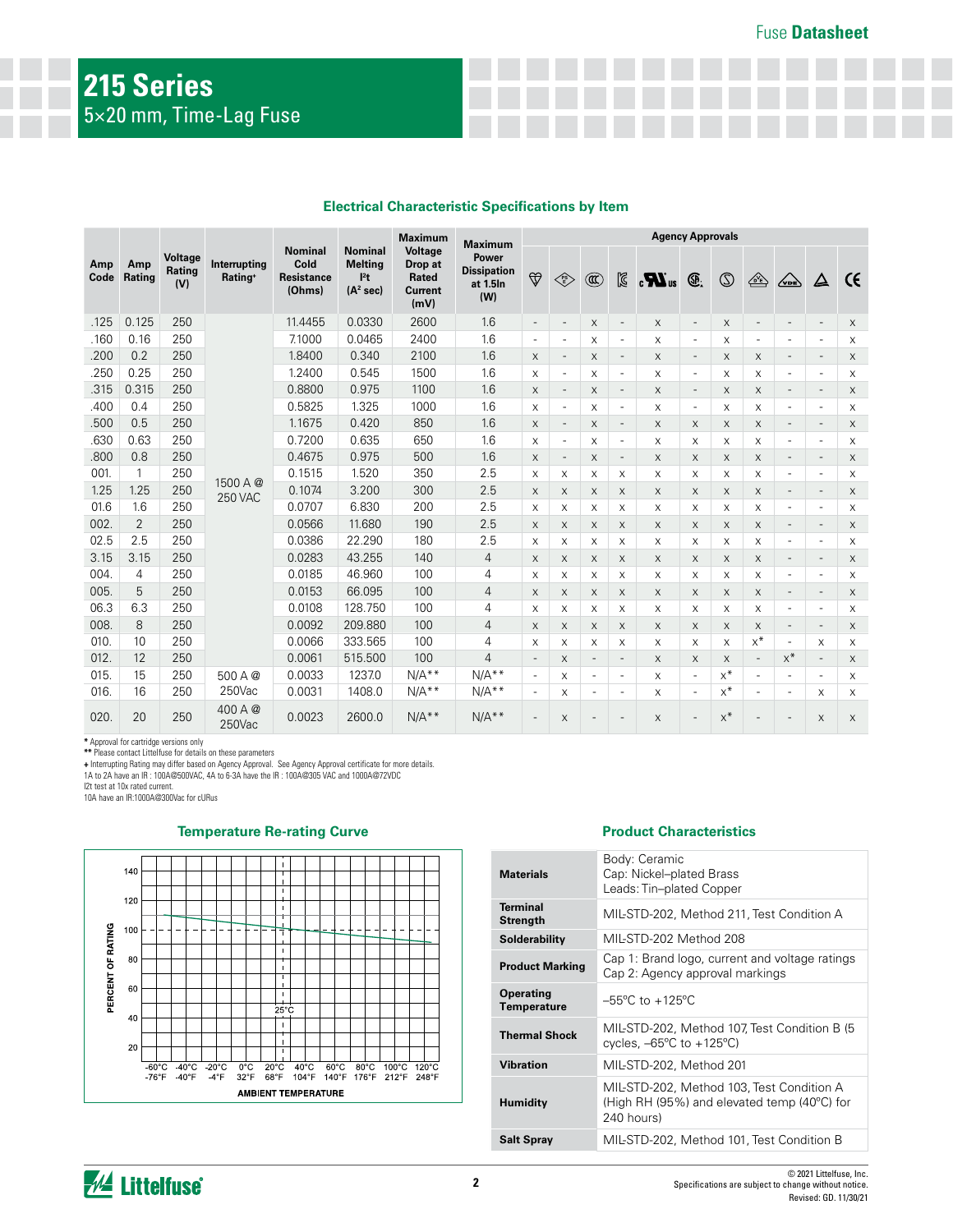# 215 Series

## 5×20 mm, Time-Lag Fuse

### Electrical Characteristic Specifications by Item

| Amp Code | Amp Rating | Voltage Rating (V) | Interrupting Rating+ | Nominal Cold Resistance (Ohms) | Nominal Melting I²t (A² sec) | Maximum Voltage Drop at Rated Current (mV) | Maximum Power Dissipation at 1.5In (W) | Agency Approvals | | | | | | | | | | |
|---|---|---|---|---|---|---|---|---|---|---|---|---|---|---|---|---|---|---|
| | | | | | | | | PSE (♥) | PSE (◇) | CCC | KC | cULus | CSA | SEMKO | ÖVE | VDE | Δ | CE |
| .125 | 0.125 | 250 | 1500 A @ 250 VAC | 11.4455 | 0.0330 | 2600 | 1.6 | - | - | x | - | x | - | x | - | - | - | x |
| .160 | 0.16 | 250 | | 7.1000 | 0.0465 | 2400 | 1.6 | - | - | x | - | x | - | x | - | - | - | x |
| .200 | 0.2 | 250 | | 1.8400 | 0.340 | 2100 | 1.6 | x | - | x | - | x | - | x | x | - | - | x |
| .250 | 0.25 | 250 | | 1.2400 | 0.545 | 1500 | 1.6 | x | - | x | - | x | - | x | x | - | - | x |
| .315 | 0.315 | 250 | | 0.8800 | 0.975 | 1100 | 1.6 | x | - | x | - | x | - | x | x | - | - | x |
| .400 | 0.4 | 250 | | 0.5825 | 1.325 | 1000 | 1.6 | x | - | x | - | x | - | x | x | - | - | x |
| .500 | 0.5 | 250 | | 1.1675 | 0.420 | 850 | 1.6 | x | - | x | - | x | x | x | x | - | - | x |
| .630 | 0.63 | 250 | | 0.7200 | 0.635 | 650 | 1.6 | x | - | x | - | x | x | x | x | - | - | x |
| .800 | 0.8 | 250 | | 0.4675 | 0.975 | 500 | 1.6 | x | - | x | - | x | x | x | x | - | - | x |
| 001. | 1 | 250 | | 0.1515 | 1.520 | 350 | 2.5 | x | x | x | x | x | x | x | x | - | - | x |
| 1.25 | 1.25 | 250 | | 0.1074 | 3.200 | 300 | 2.5 | x | x | x | x | x | x | x | x | - | - | x |
| 01.6 | 1.6 | 250 | | 0.0707 | 6.830 | 200 | 2.5 | x | x | x | x | x | x | x | x | - | - | x |
| 002. | 2 | 250 | | 0.0566 | 11.680 | 190 | 2.5 | x | x | x | x | x | x | x | x | - | - | x |
| 02.5 | 2.5 | 250 | | 0.0386 | 22.290 | 180 | 2.5 | x | x | x | x | x | x | x | x | - | - | x |
| 3.15 | 3.15 | 250 | | 0.0283 | 43.255 | 140 | 4 | x | x | x | x | x | x | x | x | - | - | x |
| 004. | 4 | 250 | | 0.0185 | 46.960 | 100 | 4 | x | x | x | x | x | x | x | x | - | - | x |
| 005. | 5 | 250 | | 0.0153 | 66.095 | 100 | 4 | x | x | x | x | x | x | x | x | - | - | x |
| 06.3 | 6.3 | 250 | | 0.0108 | 128.750 | 100 | 4 | x | x | x | x | x | x | x | x | - | - | x |
| 008. | 8 | 250 | | 0.0092 | 209.880 | 100 | 4 | x | x | x | x | x | x | x | x | - | - | x |
| 010. | 10 | 250 | | 0.0066 | 333.565 | 100 | 4 | x | x | x | x | x | x | x | x* | - | x | x |
| 012. | 12 | 250 | | 0.0061 | 515.500 | 100 | 4 | - | x | - | - | x | x | x | - | x* | - | x |
| 015. | 15 | 250 | 500 A @ 250Vac | 0.0033 | 1237.0 | N/A** | N/A** | - | x | - | - | x | - | x* | - | - | - | x |
| 016. | 16 | 250 | | 0.0031 | 1408.0 | N/A** | N/A** | - | x | - | - | x | - | x* | - | - | x | x |
| 020. | 20 | 250 | 400 A @ 250Vac | 0.0023 | 2600.0 | N/A** | N/A** | - | x | - | - | x | - | x* | - | - | x | x |

* Approval for cartridge versions only
** Please contact Littelfuse for details on these parameters
+ Interrupting Rating may differ based on Agency Approval. See Agency Approval certificate for more details.
1A to 2A have an IR : 100A@500VAC, 4A to 6-3A have the IR : 100A@305 VAC and 1000A@72VDC
I2t test at 10x rated current.
10A have an IR:1000A@300Vac for cURus

### Temperature Re-rating Curve

### Product Characteristics

| | |
|---|---|
| **Materials** | Body: Ceramic<br>Cap: Nickel–plated Brass<br>Leads: Tin–plated Copper |
| **Terminal Strength** | MIL-STD-202, Method 211, Test Condition A |
| **Solderability** | MIL-STD-202 Method 208 |
| **Product Marking** | Cap 1: Brand logo, current and voltage ratings<br>Cap 2: Agency approval markings |
| **Operating Temperature** | –55°C to +125°C |
| **Thermal Shock** | MIL-STD-202, Method 107, Test Condition B (5 cycles, –65°C to +125°C) |
| **Vibration** | MIL-STD-202, Method 201 |
| **Humidity** | MIL-STD-202, Method 103, Test Condition A (High RH (95%) and elevated temp (40°C) for 240 hours) |
| **Salt Spray** | MIL-STD-202, Method 101, Test Condition B |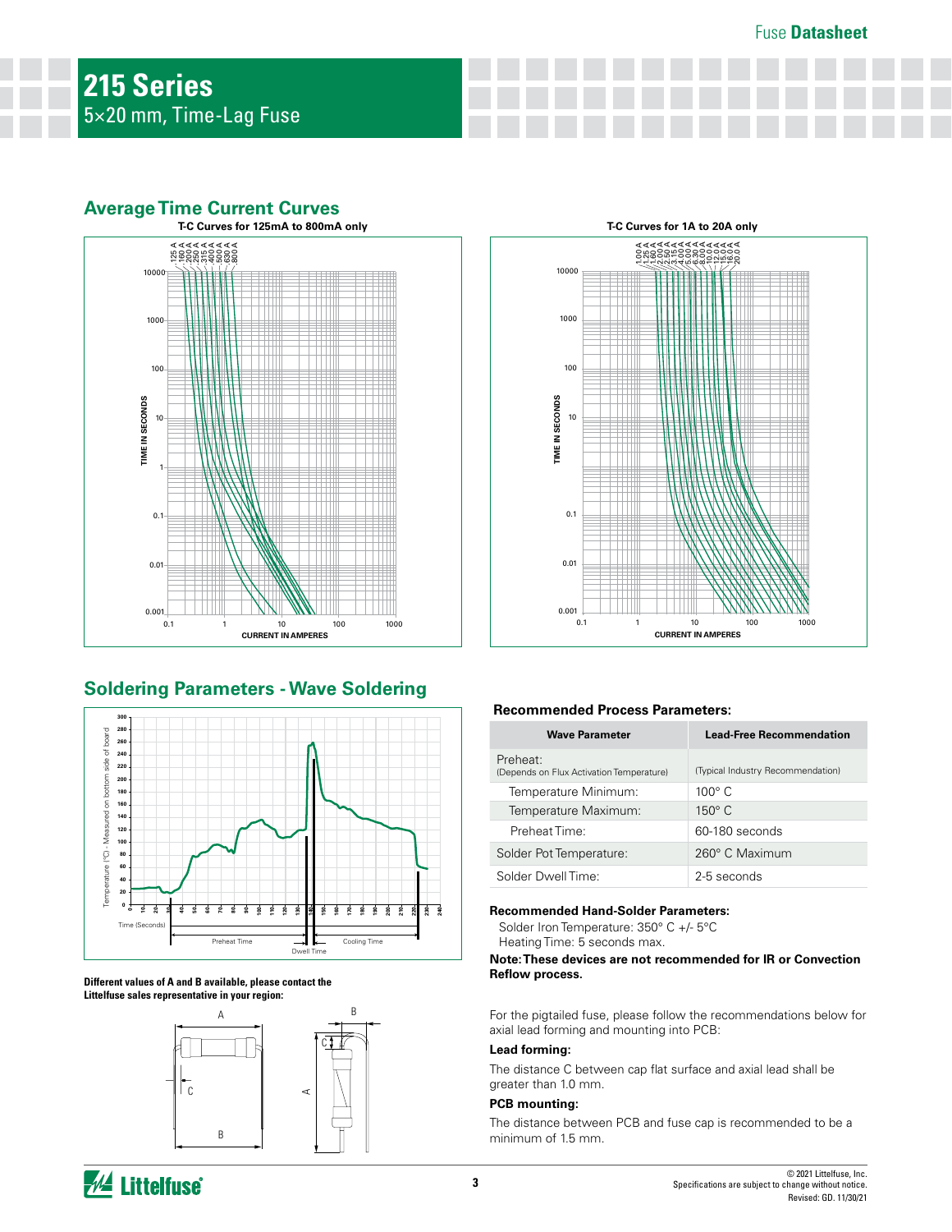# 215 Series

5×20 mm, Time-Lag Fuse

## Average Time Current Curves

T-C Curves for 125mA to 800mA only

T-C Curves for 1A to 20A only

## Soldering Parameters - Wave Soldering

Different values of A and B available, please contact the Littelfuse sales representative in your region:

### Recommended Process Parameters:

| Wave Parameter | Lead-Free Recommendation |
|---|---|
| Preheat: (Depends on Flux Activation Temperature) | (Typical Industry Recommendation) |
| Temperature Minimum: | 100° C |
| Temperature Maximum: | 150° C |
| Preheat Time: | 60-180 seconds |
| Solder Pot Temperature: | 260° C Maximum |
| Solder Dwell Time: | 2-5 seconds |

**Recommended Hand-Solder Parameters:**

Solder Iron Temperature: 350° C +/- 5°C
Heating Time: 5 seconds max.

**Note: These devices are not recommended for IR or Convection Reflow process.**

For the pigtailed fuse, please follow the recommendations below for axial lead forming and mounting into PCB:

**Lead forming:**

The distance C between cap flat surface and axial lead shall be greater than 1.0 mm.

**PCB mounting:**

The distance between PCB and fuse cap is recommended to be a minimum of 1.5 mm.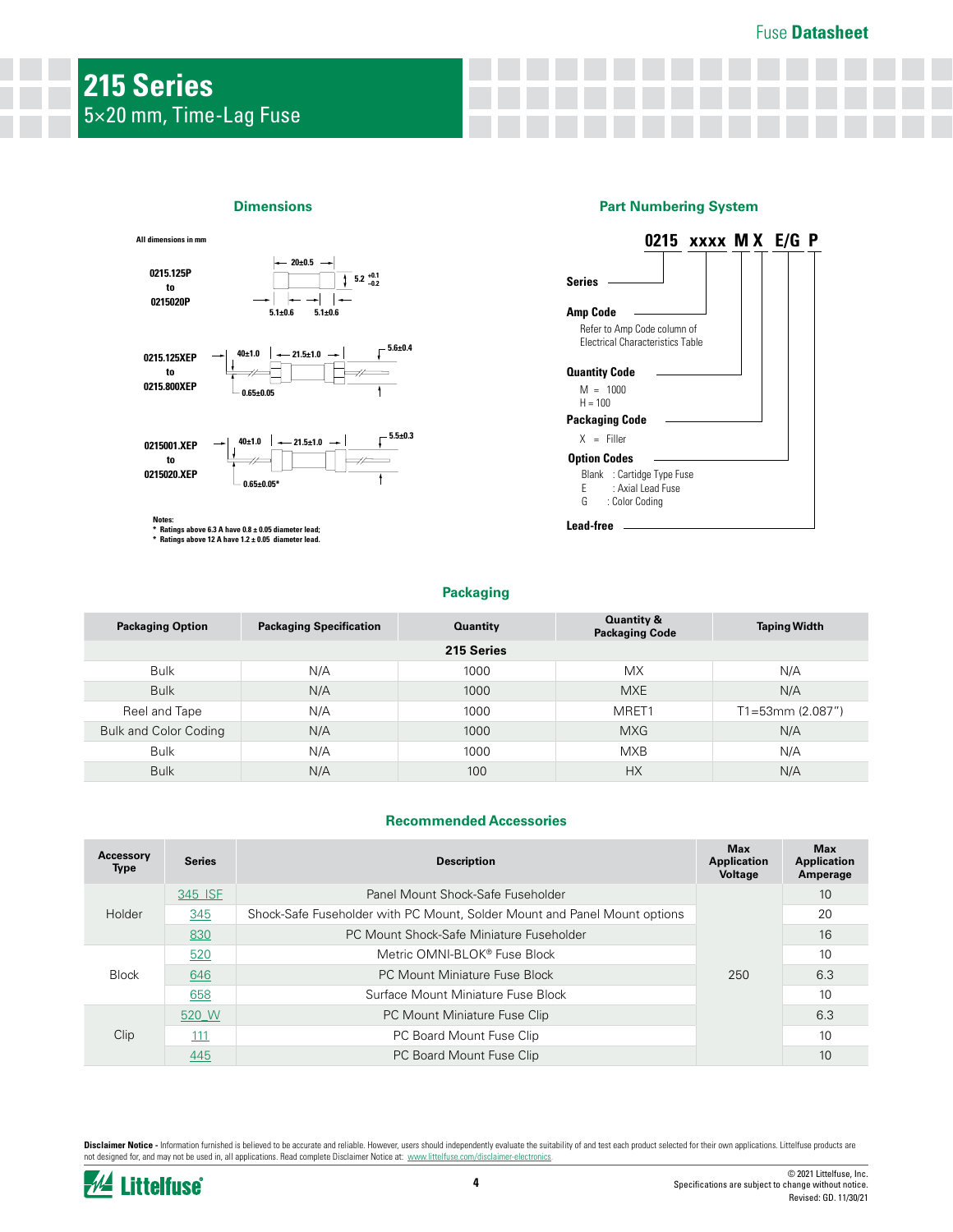# 215 Series

5×20 mm, Time-Lag Fuse

## Dimensions

All dimensions in mm

0215.125P to 0215020P

20±0.5

5.2 +0.1 −0.2

5.1±0.6

5.1±0.6

0215.125XEP to 0215.800XEP

40±1.0

21.5±1.0

5.6±0.4

0.65±0.05

0215001.XEP to 0215020.XEP

40±1.0

21.5±1.0

5.5±0.3

0.65±0.05*

Notes:

- * Ratings above 6.3 A have 0.8 ± 0.05 diameter lead;
- * Ratings above 12 A have 1.2 ± 0.05 diameter lead.

## Part Numbering System

**0215 xxxx M X E/G P**

**Series**

**Amp Code**
Refer to Amp Code column of Electrical Characteristics Table

**Quantity Code**
M = 1000
H = 100

**Packaging Code**
X = Filler

**Option Codes**
Blank : Cartridge Type Fuse
E : Axial Lead Fuse
G : Color Coding

**Lead-free**

## Packaging

| Packaging Option | Packaging Specification | Quantity | Quantity & Packaging Code | Taping Width |
|---|---|---|---|---|
| **215 Series** | | | | |
| Bulk | N/A | 1000 | MX | N/A |
| Bulk | N/A | 1000 | MXE | N/A |
| Reel and Tape | N/A | 1000 | MRET1 | T1=53mm (2.087") |
| Bulk and Color Coding | N/A | 1000 | MXG | N/A |
| Bulk | N/A | 1000 | MXB | N/A |
| Bulk | N/A | 100 | HX | N/A |

## Recommended Accessories

| Accessory Type | Series | Description | Max Application Voltage | Max Application Amperage |
|---|---|---|---|---|
| Holder | 345_ISF | Panel Mount Shock-Safe Fuseholder | 250 | 10 |
| | 345 | Shock-Safe Fuseholder with PC Mount, Solder Mount and Panel Mount options | | 20 |
| | 830 | PC Mount Shock-Safe Miniature Fuseholder | | 16 |
| Block | 520 | Metric OMNI-BLOK® Fuse Block | | 10 |
| | 646 | PC Mount Miniature Fuse Block | | 6.3 |
| | 658 | Surface Mount Miniature Fuse Block | | 10 |
| Clip | 520_W | PC Mount Miniature Fuse Clip | | 6.3 |
| | 111 | PC Board Mount Fuse Clip | | 10 |
| | 445 | PC Board Mount Fuse Clip | | 10 |

**Disclaimer Notice -** Information furnished is believed to be accurate and reliable. However, users should independently evaluate the suitability of and test each product selected for their own applications. Littelfuse products are not designed for, and may not be used in, all applications. Read complete Disclaimer Notice at: www.littelfuse.com/disclaimer-electronics.

© 2021 Littelfuse, Inc.
Specifications are subject to change without notice.
Revised: GD. 11/30/21